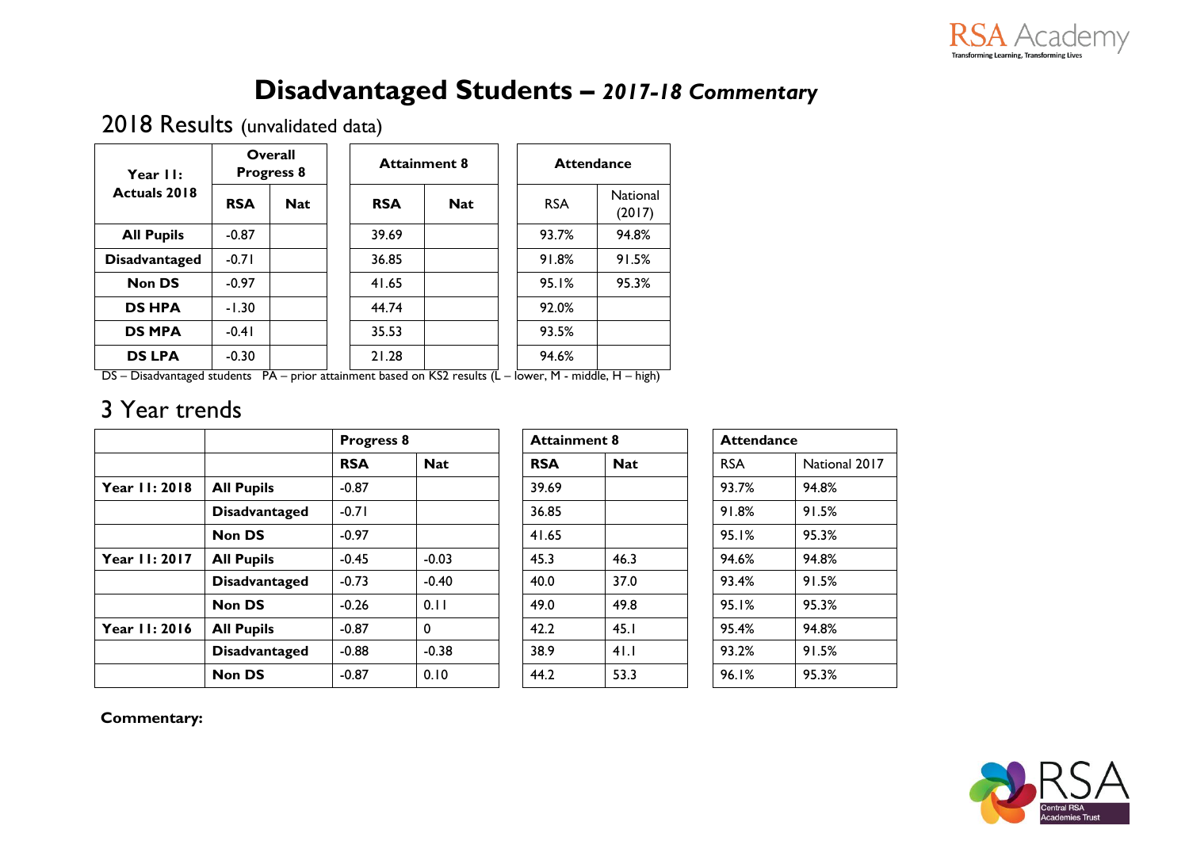# Disadvantaged Students – *2017-18 Commentary*

## 2018 Results (unvalidated data)

| Year 11: Actuals 2018 | Overall Progress 8 | | Attainment 8 | | Attendance | |
|---|---|---|---|---|---|---|
| | RSA | Nat | RSA | Nat | RSA | National (2017) |
| **All Pupils** | -0.87 | | 39.69 | | 93.7% | 94.8% |
| **Disadvantaged** | -0.71 | | 36.85 | | 91.8% | 91.5% |
| **Non DS** | -0.97 | | 41.65 | | 95.1% | 95.3% |
| **DS HPA** | -1.30 | | 44.74 | | 92.0% | |
| **DS MPA** | -0.41 | | 35.53 | | 93.5% | |
| **DS LPA** | -0.30 | | 21.28 | | 94.6% | |

DS – Disadvantaged students PA – prior attainment based on KS2 results (L – lower, M - middle, H – high)

## 3 Year trends

| | | Progress 8 | | Attainment 8 | | Attendance | |
|---|---|---|---|---|---|---|---|
| | | **RSA** | **Nat** | **RSA** | **Nat** | RSA | National 2017 |
| **Year 11: 2018** | **All Pupils** | -0.87 | | 39.69 | | 93.7% | 94.8% |
| | **Disadvantaged** | -0.71 | | 36.85 | | 91.8% | 91.5% |
| | **Non DS** | -0.97 | | 41.65 | | 95.1% | 95.3% |
| **Year 11: 2017** | **All Pupils** | -0.45 | -0.03 | 45.3 | 46.3 | 94.6% | 94.8% |
| | **Disadvantaged** | -0.73 | -0.40 | 40.0 | 37.0 | 93.4% | 91.5% |
| | **Non DS** | -0.26 | 0.11 | 49.0 | 49.8 | 95.1% | 95.3% |
| **Year 11: 2016** | **All Pupils** | -0.87 | 0 | 42.2 | 45.1 | 95.4% | 94.8% |
| | **Disadvantaged** | -0.88 | -0.38 | 38.9 | 41.1 | 93.2% | 91.5% |
| | **Non DS** | -0.87 | 0.10 | 44.2 | 53.3 | 96.1% | 95.3% |

**Commentary:**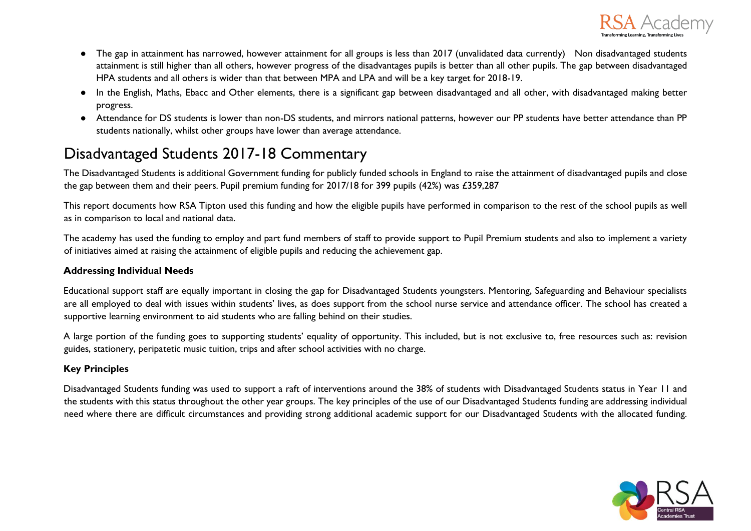- The gap in attainment has narrowed, however attainment for all groups is less than 2017 (unvalidated data currently) Non disadvantaged students attainment is still higher than all others, however progress of the disadvantages pupils is better than all other pupils. The gap between disadvantaged HPA students and all others is wider than that between MPA and LPA and will be a key target for 2018-19.
- In the English, Maths, Ebacc and Other elements, there is a significant gap between disadvantaged and all other, with disadvantaged making better progress.
- Attendance for DS students is lower than non-DS students, and mirrors national patterns, however our PP students have better attendance than PP students nationally, whilst other groups have lower than average attendance.

# Disadvantaged Students 2017-18 Commentary

The Disadvantaged Students is additional Government funding for publicly funded schools in England to raise the attainment of disadvantaged pupils and close the gap between them and their peers. Pupil premium funding for 2017/18 for 399 pupils (42%) was £359,287

This report documents how RSA Tipton used this funding and how the eligible pupils have performed in comparison to the rest of the school pupils as well as in comparison to local and national data.

The academy has used the funding to employ and part fund members of staff to provide support to Pupil Premium students and also to implement a variety of initiatives aimed at raising the attainment of eligible pupils and reducing the achievement gap.

**Addressing Individual Needs**

Educational support staff are equally important in closing the gap for Disadvantaged Students youngsters. Mentoring, Safeguarding and Behaviour specialists are all employed to deal with issues within students' lives, as does support from the school nurse service and attendance officer. The school has created a supportive learning environment to aid students who are falling behind on their studies.

A large portion of the funding goes to supporting students' equality of opportunity. This included, but is not exclusive to, free resources such as: revision guides, stationery, peripatetic music tuition, trips and after school activities with no charge.

**Key Principles**

Disadvantaged Students funding was used to support a raft of interventions around the 38% of students with Disadvantaged Students status in Year 11 and the students with this status throughout the other year groups. The key principles of the use of our Disadvantaged Students funding are addressing individual need where there are difficult circumstances and providing strong additional academic support for our Disadvantaged Students with the allocated funding.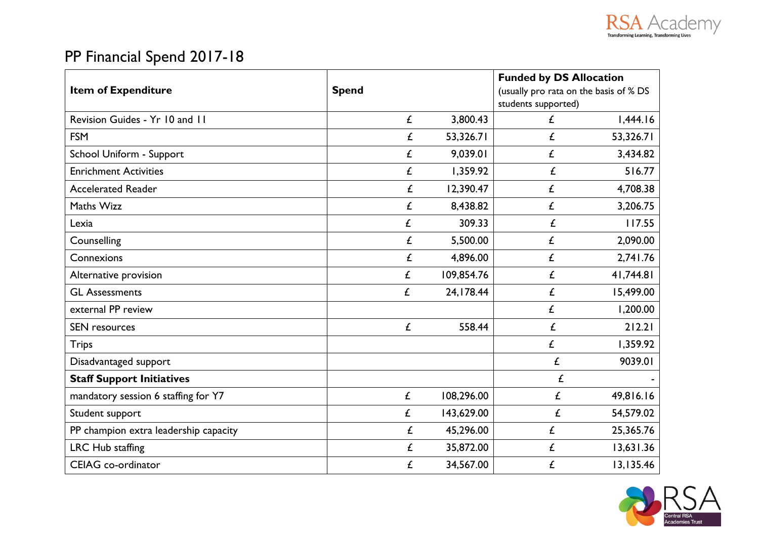# PP Financial Spend 2017-18

| Item of Expenditure | Spend | Funded by DS Allocation (usually pro rata on the basis of % DS students supported) |
|---|---|---|
| Revision Guides - Yr 10 and 11 | £ 3,800.43 | £ 1,444.16 |
| FSM | £ 53,326.71 | £ 53,326.71 |
| School Uniform - Support | £ 9,039.01 | £ 3,434.82 |
| Enrichment Activities | £ 1,359.92 | £ 516.77 |
| Accelerated Reader | £ 12,390.47 | £ 4,708.38 |
| Maths Wizz | £ 8,438.82 | £ 3,206.75 |
| Lexia | £ 309.33 | £ 117.55 |
| Counselling | £ 5,500.00 | £ 2,090.00 |
| Connexions | £ 4,896.00 | £ 2,741.76 |
| Alternative provision | £ 109,854.76 | £ 41,744.81 |
| GL Assessments | £ 24,178.44 | £ 15,499.00 |
| external PP review | | £ 1,200.00 |
| SEN resources | £ 558.44 | £ 212.21 |
| Trips | | £ 1,359.92 |
| Disadvantaged support | | £ 9039.01 |
| **Staff Support Initiatives** | | £ - |
| mandatory session 6 staffing for Y7 | £ 108,296.00 | £ 49,816.16 |
| Student support | £ 143,629.00 | £ 54,579.02 |
| PP champion extra leadership capacity | £ 45,296.00 | £ 25,365.76 |
| LRC Hub staffing | £ 35,872.00 | £ 13,631.36 |
| CEIAG co-ordinator | £ 34,567.00 | £ 13,135.46 |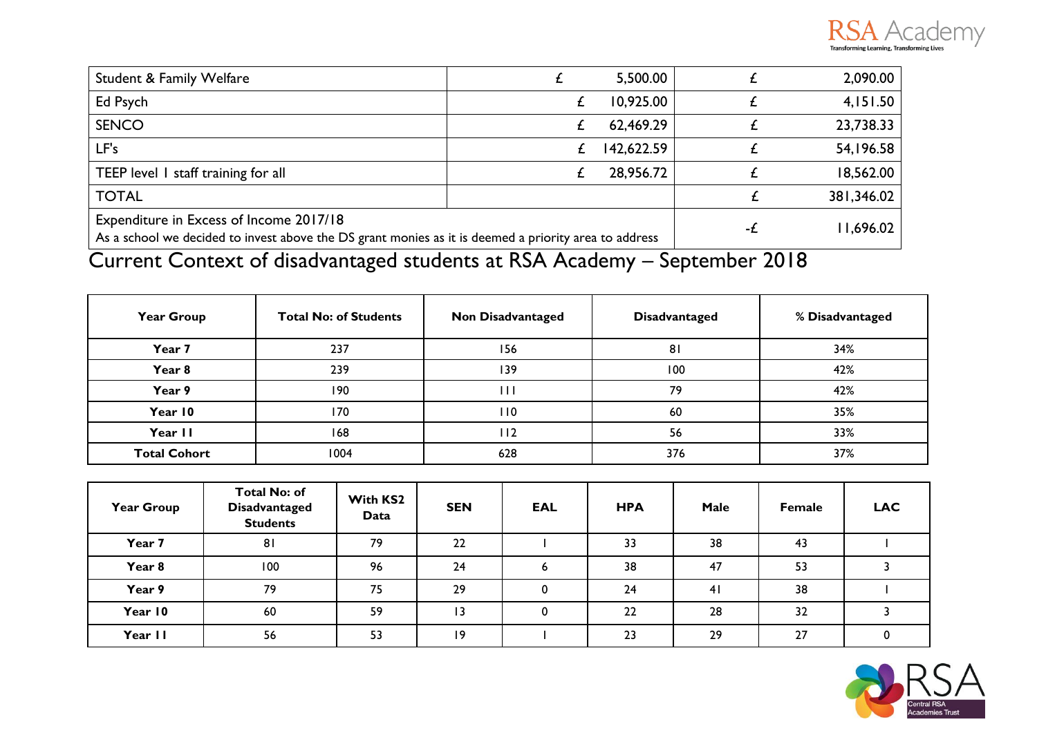| | | |
|---|---|---|
| Student & Family Welfare | £ 5,500.00 | £ 2,090.00 |
| Ed Psych | £ 10,925.00 | £ 4,151.50 |
| SENCO | £ 62,469.29 | £ 23,738.33 |
| LF's | £ 142,622.59 | £ 54,196.58 |
| TEEP level 1 staff training for all | £ 28,956.72 | £ 18,562.00 |
| TOTAL | | £ 381,346.02 |
| Expenditure in Excess of Income 2017/18 As a school we decided to invest above the DS grant monies as it is deemed a priority area to address | | -£ 11,696.02 |

# Current Context of disadvantaged students at RSA Academy – September 2018

| Year Group | Total No: of Students | Non Disadvantaged | Disadvantaged | % Disadvantaged |
|---|---|---|---|---|
| **Year 7** | 237 | 156 | 81 | 34% |
| **Year 8** | 239 | 139 | 100 | 42% |
| **Year 9** | 190 | 111 | 79 | 42% |
| **Year 10** | 170 | 110 | 60 | 35% |
| **Year 11** | 168 | 112 | 56 | 33% |
| **Total Cohort** | 1004 | 628 | 376 | 37% |

| Year Group | Total No: of Disadvantaged Students | With KS2 Data | SEN | EAL | HPA | Male | Female | LAC |
|---|---|---|---|---|---|---|---|---|
| **Year 7** | 81 | 79 | 22 | 1 | 33 | 38 | 43 | 1 |
| **Year 8** | 100 | 96 | 24 | 6 | 38 | 47 | 53 | 3 |
| **Year 9** | 79 | 75 | 29 | 0 | 24 | 41 | 38 | 1 |
| **Year 10** | 60 | 59 | 13 | 0 | 22 | 28 | 32 | 3 |
| **Year 11** | 56 | 53 | 19 | 1 | 23 | 29 | 27 | 0 |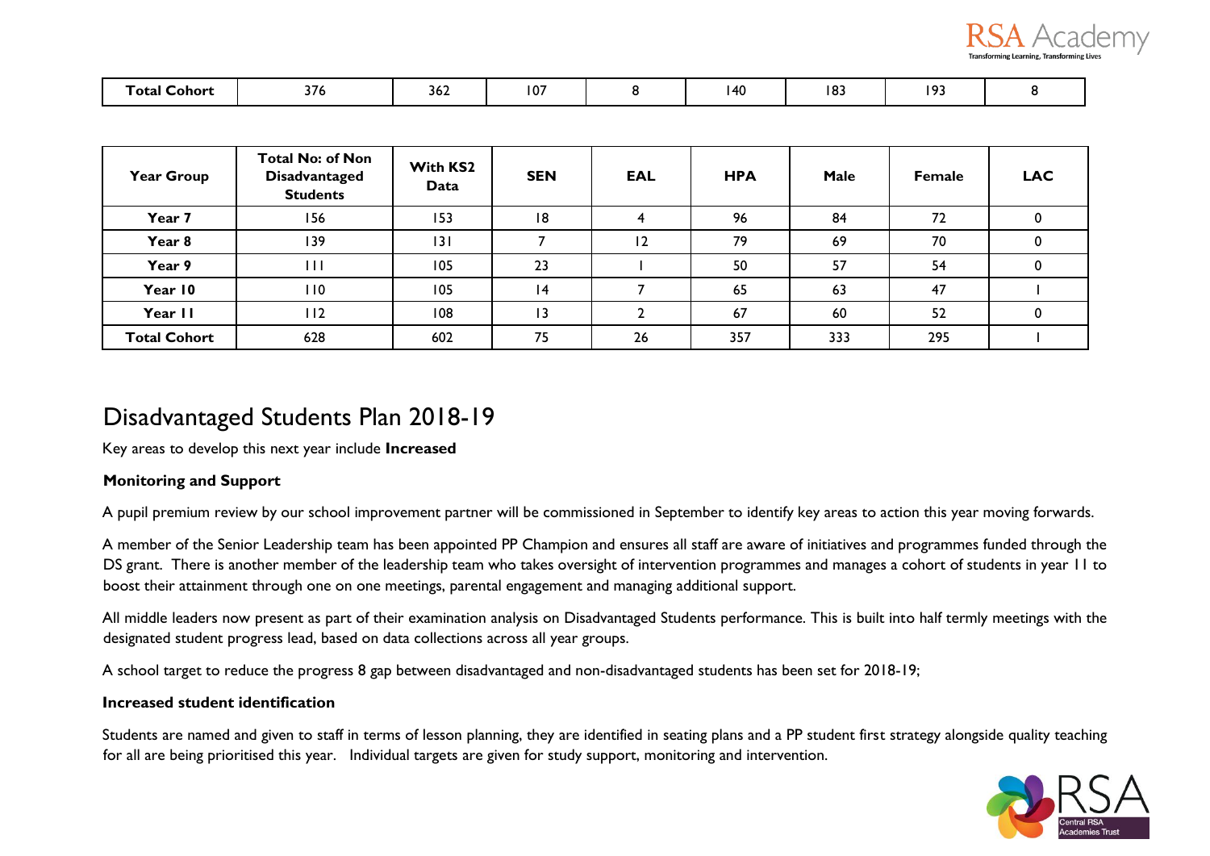| Total Cohort | 376 | 362 | 107 | 8 | 140 | 183 | 193 | 8 |
|---|---|---|---|---|---|---|---|---|

| Year Group | Total No: of Non Disadvantaged Students | With KS2 Data | SEN | EAL | HPA | Male | Female | LAC |
|---|---|---|---|---|---|---|---|---|
| Year 7 | 156 | 153 | 18 | 4 | 96 | 84 | 72 | 0 |
| Year 8 | 139 | 131 | 7 | 12 | 79 | 69 | 70 | 0 |
| Year 9 | 111 | 105 | 23 | 1 | 50 | 57 | 54 | 0 |
| Year 10 | 110 | 105 | 14 | 7 | 65 | 63 | 47 | 1 |
| Year 11 | 112 | 108 | 13 | 2 | 67 | 60 | 52 | 0 |
| Total Cohort | 628 | 602 | 75 | 26 | 357 | 333 | 295 | 1 |

# Disadvantaged Students Plan 2018-19

Key areas to develop this next year include **Increased**

**Monitoring and Support**

A pupil premium review by our school improvement partner will be commissioned in September to identify key areas to action this year moving forwards.

A member of the Senior Leadership team has been appointed PP Champion and ensures all staff are aware of initiatives and programmes funded through the DS grant. There is another member of the leadership team who takes oversight of intervention programmes and manages a cohort of students in year 11 to boost their attainment through one on one meetings, parental engagement and managing additional support.

All middle leaders now present as part of their examination analysis on Disadvantaged Students performance. This is built into half termly meetings with the designated student progress lead, based on data collections across all year groups.

A school target to reduce the progress 8 gap between disadvantaged and non-disadvantaged students has been set for 2018-19;

**Increased student identification**

Students are named and given to staff in terms of lesson planning, they are identified in seating plans and a PP student first strategy alongside quality teaching for all are being prioritised this year. Individual targets are given for study support, monitoring and intervention.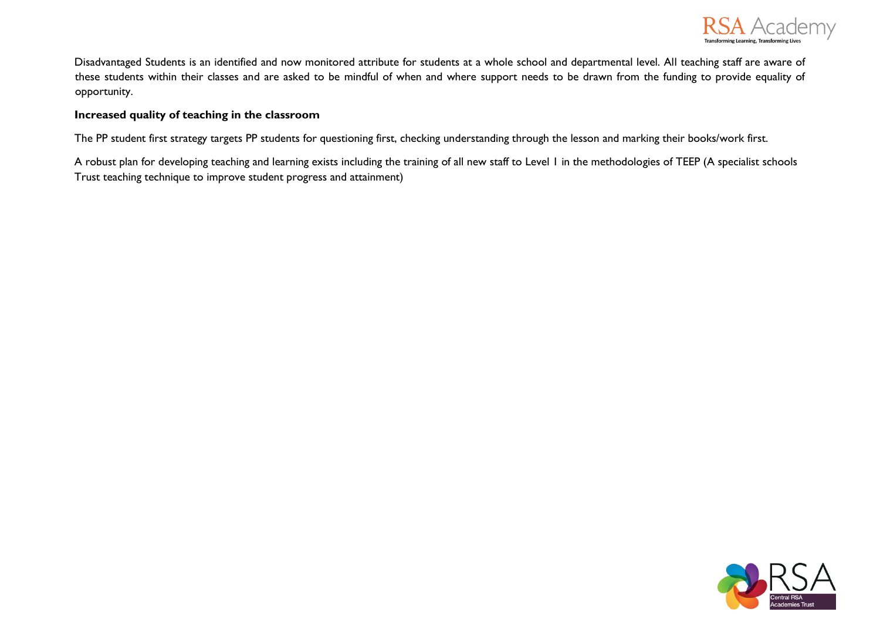Disadvantaged Students is an identified and now monitored attribute for students at a whole school and departmental level. All teaching staff are aware of these students within their classes and are asked to be mindful of when and where support needs to be drawn from the funding to provide equality of opportunity.

**Increased quality of teaching in the classroom**

The PP student first strategy targets PP students for questioning first, checking understanding through the lesson and marking their books/work first.

A robust plan for developing teaching and learning exists including the training of all new staff to Level 1 in the methodologies of TEEP (A specialist schools Trust teaching technique to improve student progress and attainment)